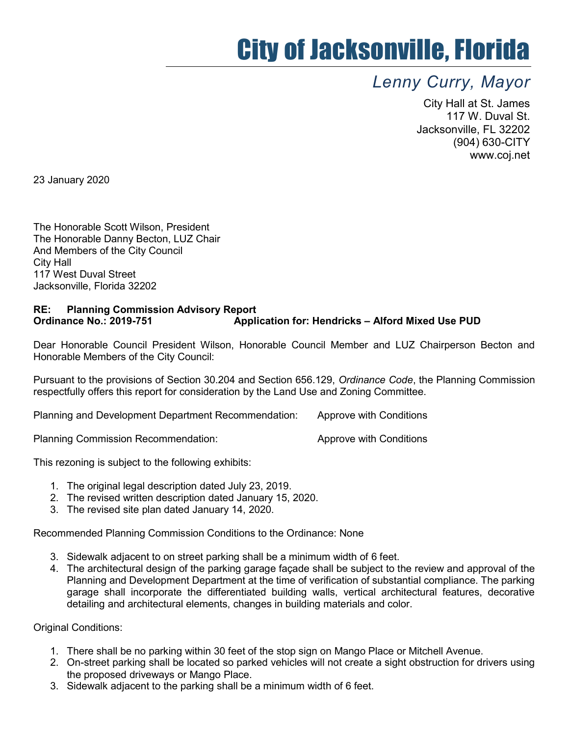# City of Jacksonville, Florida

*Lenny Curry, Mayor*

City Hall at St. James
117 W. Duval St.
Jacksonville, FL 32202
(904) 630-CITY
www.coj.net

23 January 2020

The Honorable Scott Wilson, President
The Honorable Danny Becton, LUZ Chair
And Members of the City Council
City Hall
117 West Duval Street
Jacksonville, Florida 32202

**RE: Planning Commission Advisory Report**
**Ordinance No.: 2019-751 Application for: Hendricks – Alford Mixed Use PUD**

Dear Honorable Council President Wilson, Honorable Council Member and LUZ Chairperson Becton and Honorable Members of the City Council:

Pursuant to the provisions of Section 30.204 and Section 656.129, *Ordinance Code*, the Planning Commission respectfully offers this report for consideration by the Land Use and Zoning Committee.

Planning and Development Department Recommendation: Approve with Conditions

Planning Commission Recommendation: Approve with Conditions

This rezoning is subject to the following exhibits:

1. The original legal description dated July 23, 2019.
2. The revised written description dated January 15, 2020.
3. The revised site plan dated January 14, 2020.

Recommended Planning Commission Conditions to the Ordinance: None

3. Sidewalk adjacent to on street parking shall be a minimum width of 6 feet.
4. The architectural design of the parking garage façade shall be subject to the review and approval of the Planning and Development Department at the time of verification of substantial compliance. The parking garage shall incorporate the differentiated building walls, vertical architectural features, decorative detailing and architectural elements, changes in building materials and color.

Original Conditions:

1. There shall be no parking within 30 feet of the stop sign on Mango Place or Mitchell Avenue.
2. On-street parking shall be located so parked vehicles will not create a sight obstruction for drivers using the proposed driveways or Mango Place.
3. Sidewalk adjacent to the parking shall be a minimum width of 6 feet.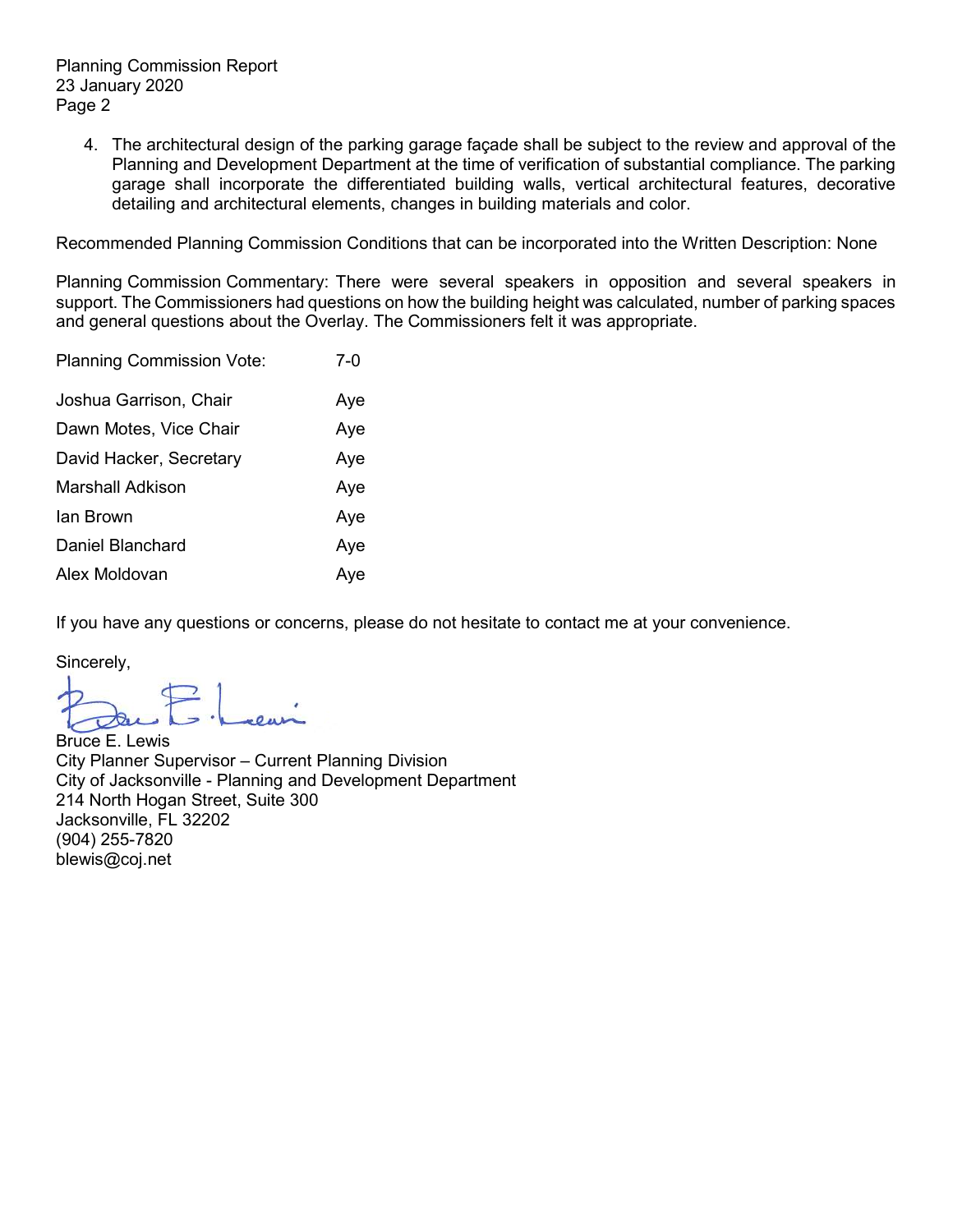4. The architectural design of the parking garage façade shall be subject to the review and approval of the Planning and Development Department at the time of verification of substantial compliance. The parking garage shall incorporate the differentiated building walls, vertical architectural features, decorative detailing and architectural elements, changes in building materials and color.

Recommended Planning Commission Conditions that can be incorporated into the Written Description: None

Planning Commission Commentary: There were several speakers in opposition and several speakers in support. The Commissioners had questions on how the building height was calculated, number of parking spaces and general questions about the Overlay. The Commissioners felt it was appropriate.

| | |
|---|---|
| Planning Commission Vote: | 7-0 |
| Joshua Garrison, Chair | Aye |
| Dawn Motes, Vice Chair | Aye |
| David Hacker, Secretary | Aye |
| Marshall Adkison | Aye |
| Ian Brown | Aye |
| Daniel Blanchard | Aye |
| Alex Moldovan | Aye |

If you have any questions or concerns, please do not hesitate to contact me at your convenience.

Sincerely,

Bruce E. Lewis
City Planner Supervisor – Current Planning Division
City of Jacksonville - Planning and Development Department
214 North Hogan Street, Suite 300
Jacksonville, FL 32202
(904) 255-7820
blewis@coj.net